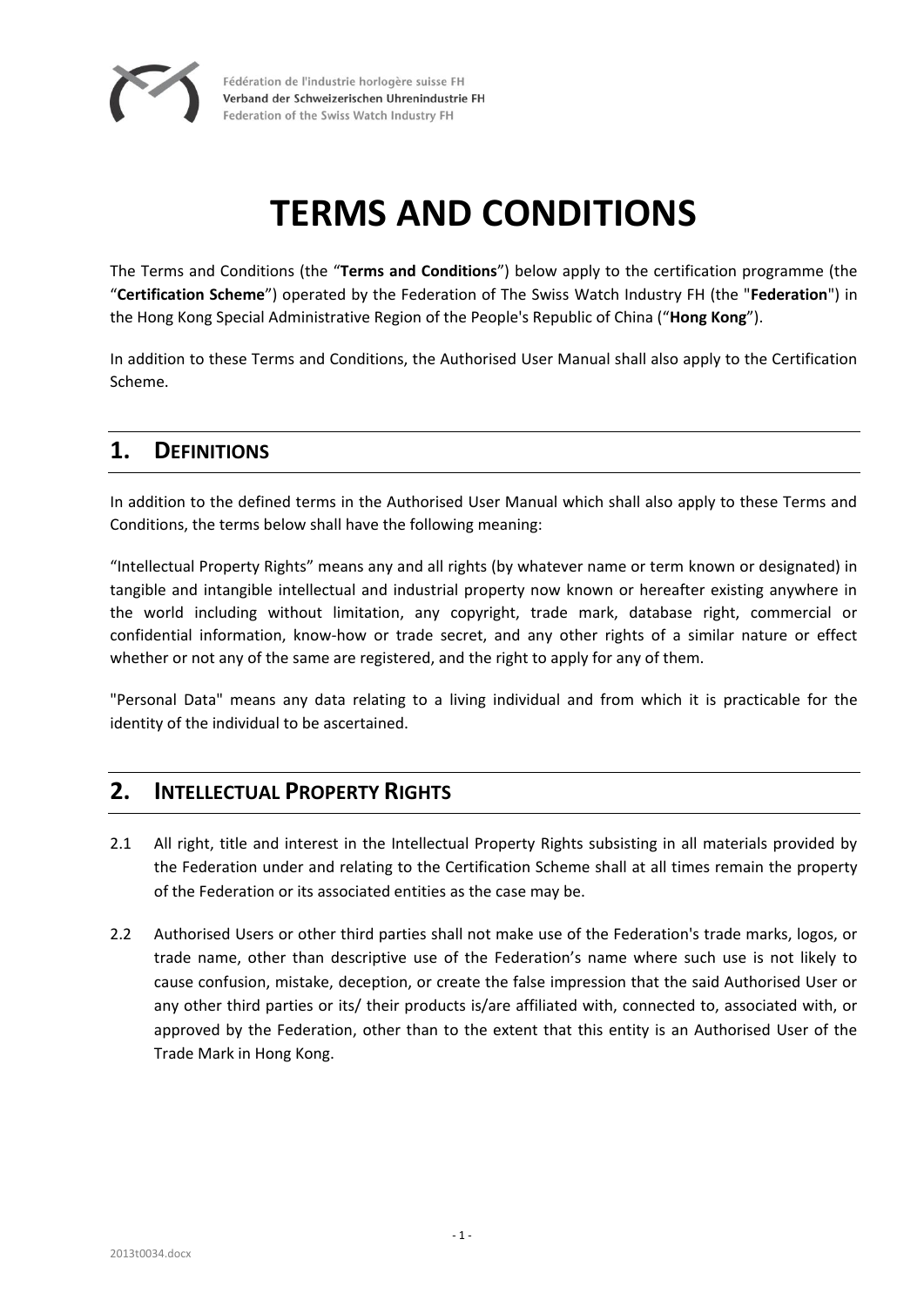Fédération de l'industrie horlogère suisse FH
Verband der Schweizerischen Uhrenindustrie FH
Federation of the Swiss Watch Industry FH

# TERMS AND CONDITIONS

The Terms and Conditions (the "**Terms and Conditions**") below apply to the certification programme (the "**Certification Scheme**") operated by the Federation of The Swiss Watch Industry FH (the "**Federation**") in the Hong Kong Special Administrative Region of the People's Republic of China ("**Hong Kong**").

In addition to these Terms and Conditions, the Authorised User Manual shall also apply to the Certification Scheme.

## 1. DEFINITIONS

In addition to the defined terms in the Authorised User Manual which shall also apply to these Terms and Conditions, the terms below shall have the following meaning:

"Intellectual Property Rights" means any and all rights (by whatever name or term known or designated) in tangible and intangible intellectual and industrial property now known or hereafter existing anywhere in the world including without limitation, any copyright, trade mark, database right, commercial or confidential information, know-how or trade secret, and any other rights of a similar nature or effect whether or not any of the same are registered, and the right to apply for any of them.

"Personal Data" means any data relating to a living individual and from which it is practicable for the identity of the individual to be ascertained.

## 2. INTELLECTUAL PROPERTY RIGHTS

2.1 All right, title and interest in the Intellectual Property Rights subsisting in all materials provided by the Federation under and relating to the Certification Scheme shall at all times remain the property of the Federation or its associated entities as the case may be.

2.2 Authorised Users or other third parties shall not make use of the Federation's trade marks, logos, or trade name, other than descriptive use of the Federation's name where such use is not likely to cause confusion, mistake, deception, or create the false impression that the said Authorised User or any other third parties or its/ their products is/are affiliated with, connected to, associated with, or approved by the Federation, other than to the extent that this entity is an Authorised User of the Trade Mark in Hong Kong.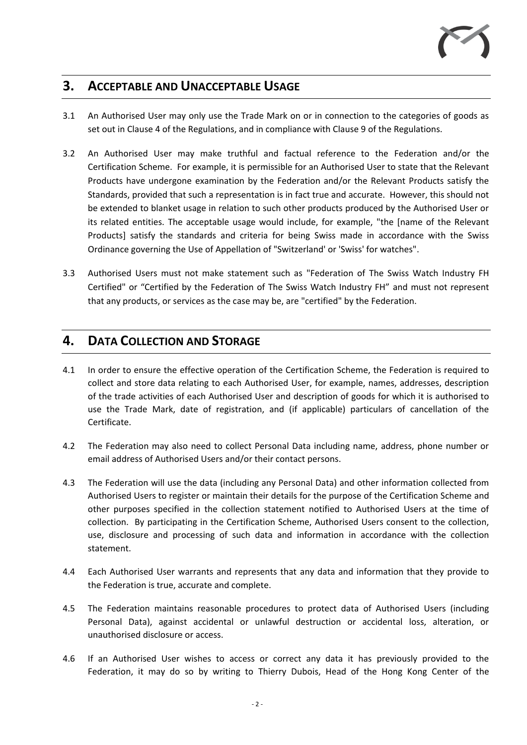## 3. ACCEPTABLE AND UNACCEPTABLE USAGE

3.1 An Authorised User may only use the Trade Mark on or in connection to the categories of goods as set out in Clause 4 of the Regulations, and in compliance with Clause 9 of the Regulations.

3.2 An Authorised User may make truthful and factual reference to the Federation and/or the Certification Scheme. For example, it is permissible for an Authorised User to state that the Relevant Products have undergone examination by the Federation and/or the Relevant Products satisfy the Standards, provided that such a representation is in fact true and accurate. However, this should not be extended to blanket usage in relation to such other products produced by the Authorised User or its related entities. The acceptable usage would include, for example, "the [name of the Relevant Products] satisfy the standards and criteria for being Swiss made in accordance with the Swiss Ordinance governing the Use of Appellation of "Switzerland' or 'Swiss' for watches".

3.3 Authorised Users must not make statement such as "Federation of The Swiss Watch Industry FH Certified" or "Certified by the Federation of The Swiss Watch Industry FH" and must not represent that any products, or services as the case may be, are "certified" by the Federation.

## 4. DATA COLLECTION AND STORAGE

4.1 In order to ensure the effective operation of the Certification Scheme, the Federation is required to collect and store data relating to each Authorised User, for example, names, addresses, description of the trade activities of each Authorised User and description of goods for which it is authorised to use the Trade Mark, date of registration, and (if applicable) particulars of cancellation of the Certificate.

4.2 The Federation may also need to collect Personal Data including name, address, phone number or email address of Authorised Users and/or their contact persons.

4.3 The Federation will use the data (including any Personal Data) and other information collected from Authorised Users to register or maintain their details for the purpose of the Certification Scheme and other purposes specified in the collection statement notified to Authorised Users at the time of collection. By participating in the Certification Scheme, Authorised Users consent to the collection, use, disclosure and processing of such data and information in accordance with the collection statement.

4.4 Each Authorised User warrants and represents that any data and information that they provide to the Federation is true, accurate and complete.

4.5 The Federation maintains reasonable procedures to protect data of Authorised Users (including Personal Data), against accidental or unlawful destruction or accidental loss, alteration, or unauthorised disclosure or access.

4.6 If an Authorised User wishes to access or correct any data it has previously provided to the Federation, it may do so by writing to Thierry Dubois, Head of the Hong Kong Center of the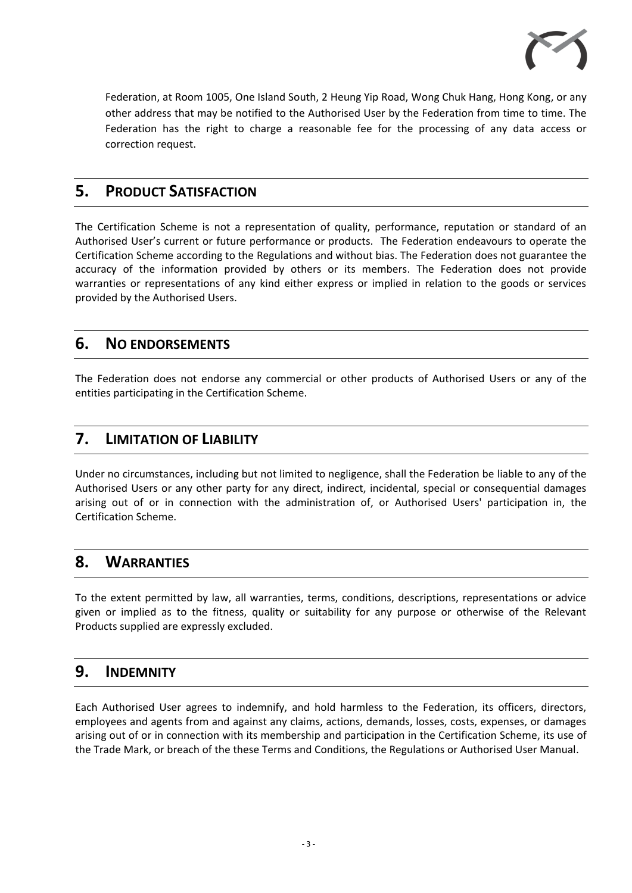Federation, at Room 1005, One Island South, 2 Heung Yip Road, Wong Chuk Hang, Hong Kong, or any other address that may be notified to the Authorised User by the Federation from time to time. The Federation has the right to charge a reasonable fee for the processing of any data access or correction request.

## 5. PRODUCT SATISFACTION

The Certification Scheme is not a representation of quality, performance, reputation or standard of an Authorised User's current or future performance or products. The Federation endeavours to operate the Certification Scheme according to the Regulations and without bias. The Federation does not guarantee the accuracy of the information provided by others or its members. The Federation does not provide warranties or representations of any kind either express or implied in relation to the goods or services provided by the Authorised Users.

## 6. NO ENDORSEMENTS

The Federation does not endorse any commercial or other products of Authorised Users or any of the entities participating in the Certification Scheme.

## 7. LIMITATION OF LIABILITY

Under no circumstances, including but not limited to negligence, shall the Federation be liable to any of the Authorised Users or any other party for any direct, indirect, incidental, special or consequential damages arising out of or in connection with the administration of, or Authorised Users' participation in, the Certification Scheme.

## 8. WARRANTIES

To the extent permitted by law, all warranties, terms, conditions, descriptions, representations or advice given or implied as to the fitness, quality or suitability for any purpose or otherwise of the Relevant Products supplied are expressly excluded.

## 9. INDEMNITY

Each Authorised User agrees to indemnify, and hold harmless to the Federation, its officers, directors, employees and agents from and against any claims, actions, demands, losses, costs, expenses, or damages arising out of or in connection with its membership and participation in the Certification Scheme, its use of the Trade Mark, or breach of the these Terms and Conditions, the Regulations or Authorised User Manual.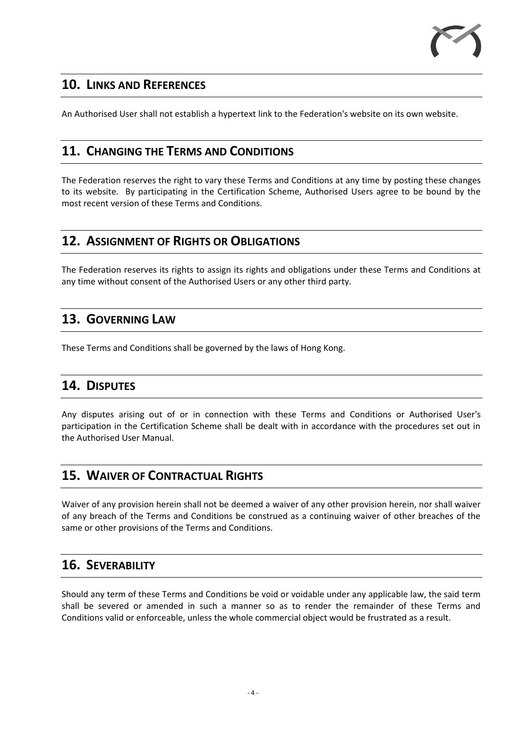## 10. LINKS AND REFERENCES

An Authorised User shall not establish a hypertext link to the Federation's website on its own website.

## 11. CHANGING THE TERMS AND CONDITIONS

The Federation reserves the right to vary these Terms and Conditions at any time by posting these changes to its website. By participating in the Certification Scheme, Authorised Users agree to be bound by the most recent version of these Terms and Conditions.

## 12. ASSIGNMENT OF RIGHTS OR OBLIGATIONS

The Federation reserves its rights to assign its rights and obligations under these Terms and Conditions at any time without consent of the Authorised Users or any other third party.

## 13. GOVERNING LAW

These Terms and Conditions shall be governed by the laws of Hong Kong.

## 14. DISPUTES

Any disputes arising out of or in connection with these Terms and Conditions or Authorised User's participation in the Certification Scheme shall be dealt with in accordance with the procedures set out in the Authorised User Manual.

## 15. WAIVER OF CONTRACTUAL RIGHTS

Waiver of any provision herein shall not be deemed a waiver of any other provision herein, nor shall waiver of any breach of the Terms and Conditions be construed as a continuing waiver of other breaches of the same or other provisions of the Terms and Conditions.

## 16. SEVERABILITY

Should any term of these Terms and Conditions be void or voidable under any applicable law, the said term shall be severed or amended in such a manner so as to render the remainder of these Terms and Conditions valid or enforceable, unless the whole commercial object would be frustrated as a result.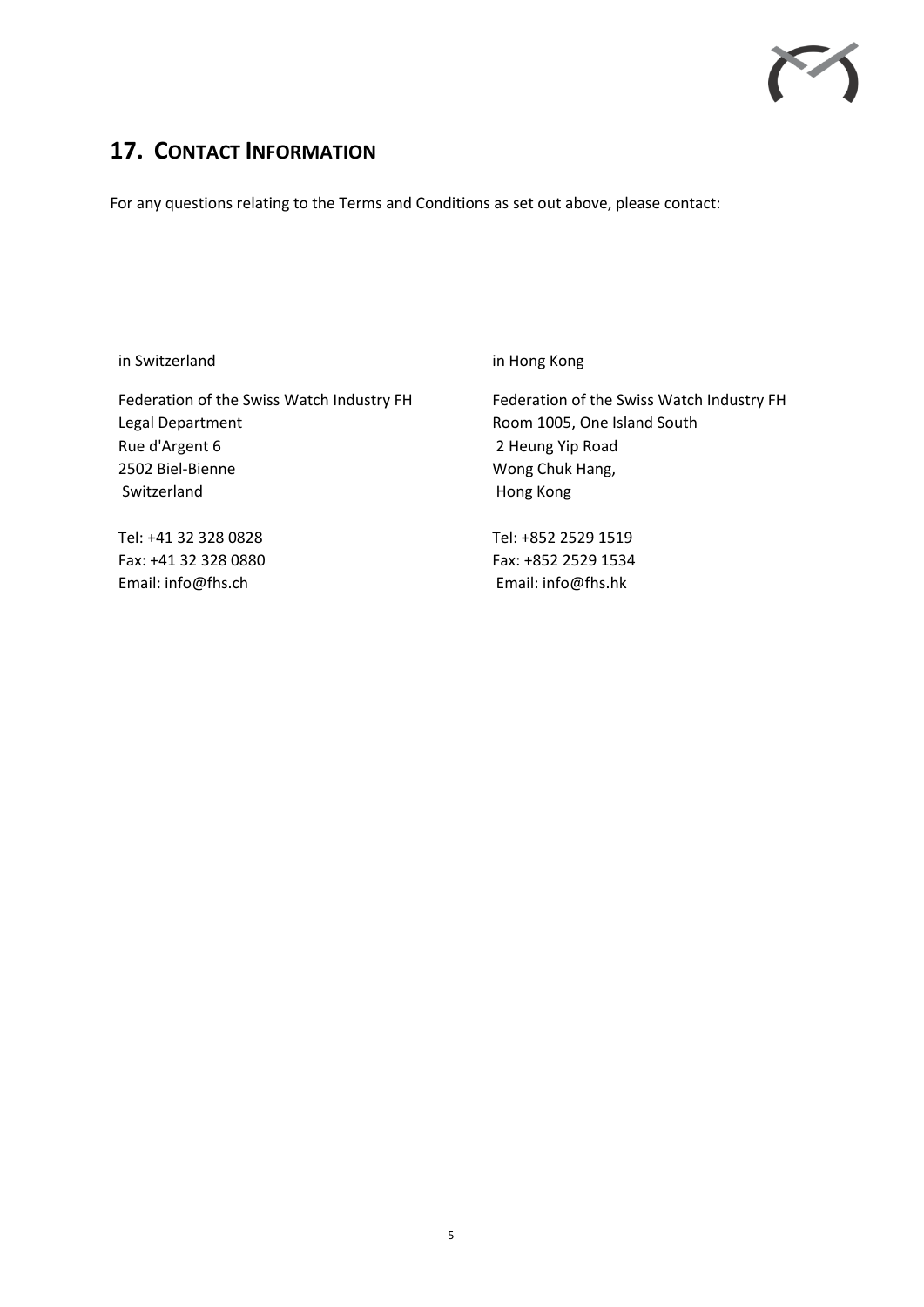## 17. Contact Information

For any questions relating to the Terms and Conditions as set out above, please contact:

<u>in Switzerland</u>

Federation of the Swiss Watch Industry FH
Legal Department
Rue d'Argent 6
2502 Biel-Bienne
Switzerland

Tel: +41 32 328 0828
Fax: +41 32 328 0880
Email: info@fhs.ch

<u>in Hong Kong</u>

Federation of the Swiss Watch Industry FH
Room 1005, One Island South
2 Heung Yip Road
Wong Chuk Hang,
Hong Kong

Tel: +852 2529 1519
Fax: +852 2529 1534
Email: info@fhs.hk